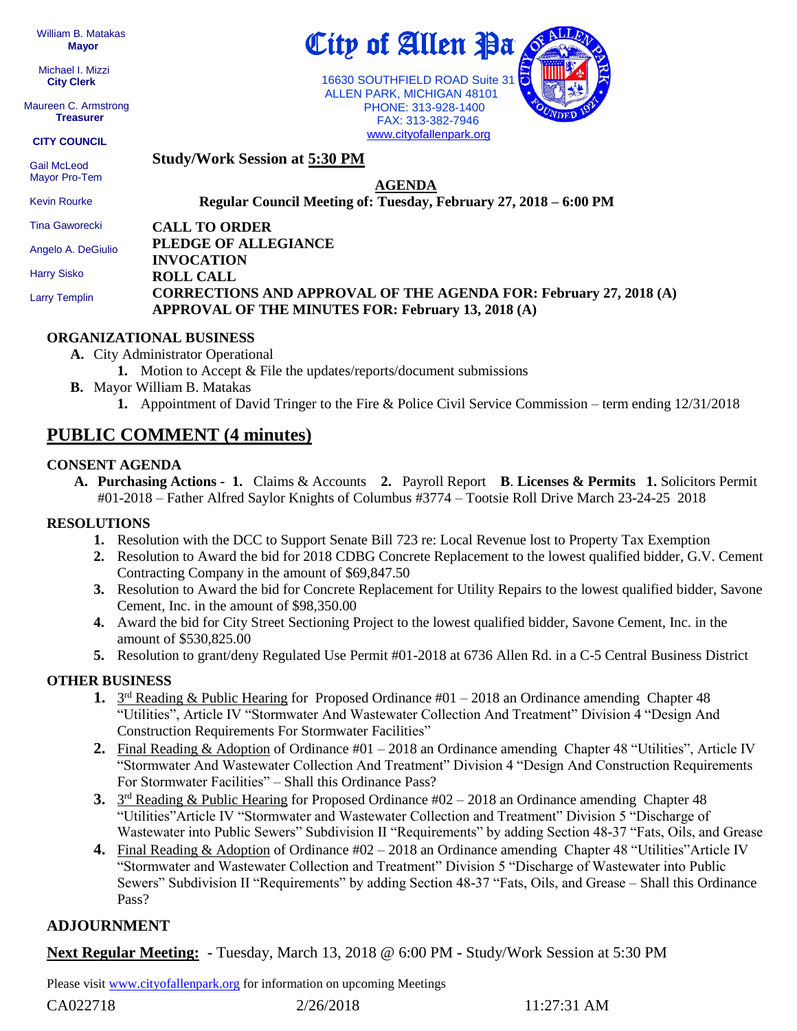William B. Matakas
**Mayor**

Michael I. Mizzi
**City Clerk**

Maureen C. Armstrong
**Treasurer**

**CITY COUNCIL**

Gail McLeod
Mayor Pro-Tem

Kevin Rourke

Tina Gaworecki

Angelo A. DeGiulio

Harry Sisko

Larry Templin

# City of Allen Pa

16630 SOUTHFIELD ROAD Suite 31
ALLEN PARK, MICHIGAN 48101
PHONE: 313-928-1400
FAX: 313-382-7946
www.cityofallenpark.org

**Study/Work Session at 5:30 PM**

**AGENDA**

**Regular Council Meeting of: Tuesday, February 27, 2018 – 6:00 PM**

**CALL TO ORDER**
**PLEDGE OF ALLEGIANCE**
**INVOCATION**
**ROLL CALL**
**CORRECTIONS AND APPROVAL OF THE AGENDA FOR: February 27, 2018 (A)**
**APPROVAL OF THE MINUTES FOR: February 13, 2018 (A)**

## ORGANIZATIONAL BUSINESS

- **A.** City Administrator Operational
  - **1.** Motion to Accept & File the updates/reports/document submissions
- **B.** Mayor William B. Matakas
  - **1.** Appointment of David Tringer to the Fire & Police Civil Service Commission – term ending 12/31/2018

## PUBLIC COMMENT (4 minutes)

## CONSENT AGENDA

**A. Purchasing Actions - 1.** Claims & Accounts **2.** Payroll Report **B**. **Licenses & Permits 1.** Solicitors Permit #01-2018 – Father Alfred Saylor Knights of Columbus #3774 – Tootsie Roll Drive March 23-24-25 2018

## RESOLUTIONS

1. Resolution with the DCC to Support Senate Bill 723 re: Local Revenue lost to Property Tax Exemption
2. Resolution to Award the bid for 2018 CDBG Concrete Replacement to the lowest qualified bidder, G.V. Cement Contracting Company in the amount of $69,847.50
3. Resolution to Award the bid for Concrete Replacement for Utility Repairs to the lowest qualified bidder, Savone Cement, Inc. in the amount of $98,350.00
4. Award the bid for City Street Sectioning Project to the lowest qualified bidder, Savone Cement, Inc. in the amount of $530,825.00
5. Resolution to grant/deny Regulated Use Permit #01-2018 at 6736 Allen Rd. in a C-5 Central Business District

## OTHER BUSINESS

1. 3rd Reading & Public Hearing for Proposed Ordinance #01 – 2018 an Ordinance amending Chapter 48 "Utilities", Article IV "Stormwater And Wastewater Collection And Treatment" Division 4 "Design And Construction Requirements For Stormwater Facilities"
2. Final Reading & Adoption of Ordinance #01 – 2018 an Ordinance amending Chapter 48 "Utilities", Article IV "Stormwater And Wastewater Collection And Treatment" Division 4 "Design And Construction Requirements For Stormwater Facilities" – Shall this Ordinance Pass?
3. 3rd Reading & Public Hearing for Proposed Ordinance #02 – 2018 an Ordinance amending Chapter 48 "Utilities"Article IV "Stormwater and Wastewater Collection and Treatment" Division 5 "Discharge of Wastewater into Public Sewers" Subdivision II "Requirements" by adding Section 48-37 "Fats, Oils, and Grease
4. Final Reading & Adoption of Ordinance #02 – 2018 an Ordinance amending Chapter 48 "Utilities"Article IV "Stormwater and Wastewater Collection and Treatment" Division 5 "Discharge of Wastewater into Public Sewers" Subdivision II "Requirements" by adding Section 48-37 "Fats, Oils, and Grease – Shall this Ordinance Pass?

## ADJOURNMENT

**Next Regular Meeting:** - Tuesday, March 13, 2018 @ 6:00 PM - Study/Work Session at 5:30 PM

Please visit www.cityofallenpark.org for information on upcoming Meetings

CA022718 2/26/2018 11:27:31 AM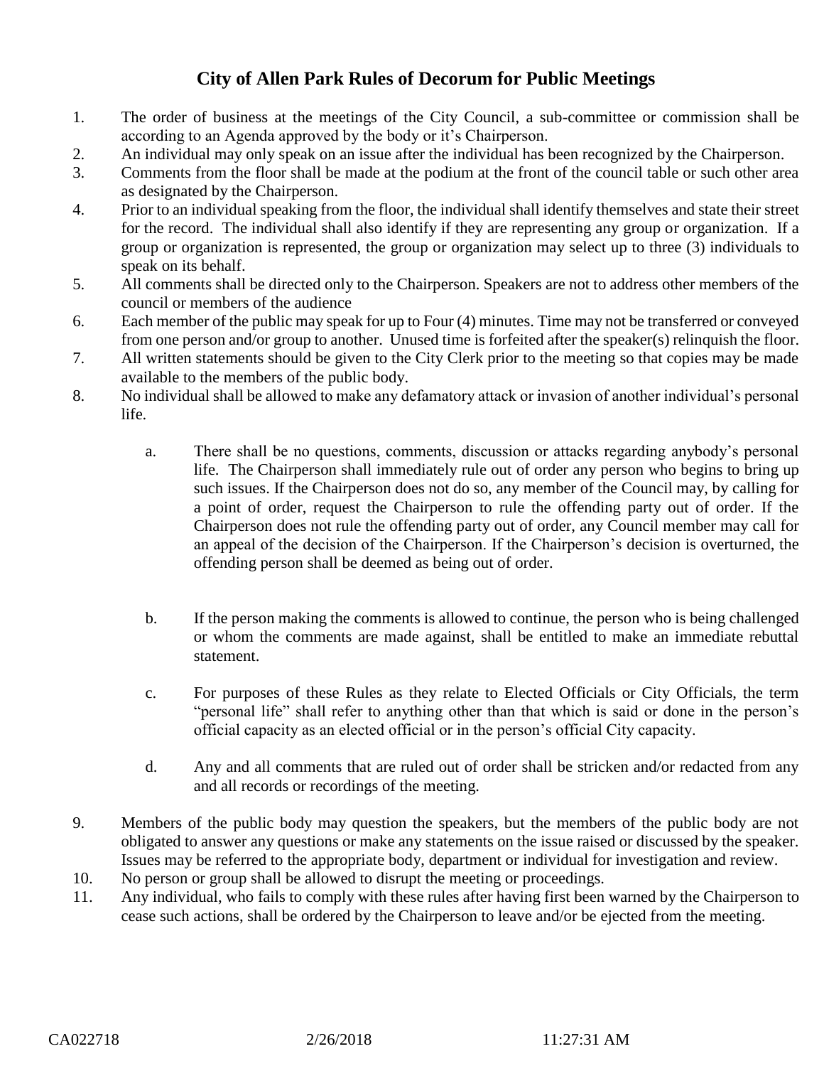# City of Allen Park Rules of Decorum for Public Meetings

1. The order of business at the meetings of the City Council, a sub-committee or commission shall be according to an Agenda approved by the body or it's Chairperson.
2. An individual may only speak on an issue after the individual has been recognized by the Chairperson.
3. Comments from the floor shall be made at the podium at the front of the council table or such other area as designated by the Chairperson.
4. Prior to an individual speaking from the floor, the individual shall identify themselves and state their street for the record. The individual shall also identify if they are representing any group or organization. If a group or organization is represented, the group or organization may select up to three (3) individuals to speak on its behalf.
5. All comments shall be directed only to the Chairperson. Speakers are not to address other members of the council or members of the audience
6. Each member of the public may speak for up to Four (4) minutes. Time may not be transferred or conveyed from one person and/or group to another. Unused time is forfeited after the speaker(s) relinquish the floor.
7. All written statements should be given to the City Clerk prior to the meeting so that copies may be made available to the members of the public body.
8. No individual shall be allowed to make any defamatory attack or invasion of another individual's personal life.

    a. There shall be no questions, comments, discussion or attacks regarding anybody's personal life. The Chairperson shall immediately rule out of order any person who begins to bring up such issues. If the Chairperson does not do so, any member of the Council may, by calling for a point of order, request the Chairperson to rule the offending party out of order. If the Chairperson does not rule the offending party out of order, any Council member may call for an appeal of the decision of the Chairperson. If the Chairperson's decision is overturned, the offending person shall be deemed as being out of order.

    b. If the person making the comments is allowed to continue, the person who is being challenged or whom the comments are made against, shall be entitled to make an immediate rebuttal statement.

    c. For purposes of these Rules as they relate to Elected Officials or City Officials, the term "personal life" shall refer to anything other than that which is said or done in the person's official capacity as an elected official or in the person's official City capacity.

    d. Any and all comments that are ruled out of order shall be stricken and/or redacted from any and all records or recordings of the meeting.

9. Members of the public body may question the speakers, but the members of the public body are not obligated to answer any questions or make any statements on the issue raised or discussed by the speaker. Issues may be referred to the appropriate body, department or individual for investigation and review.
10. No person or group shall be allowed to disrupt the meeting or proceedings.
11. Any individual, who fails to comply with these rules after having first been warned by the Chairperson to cease such actions, shall be ordered by the Chairperson to leave and/or be ejected from the meeting.

CA022718 2/26/2018 11:27:31 AM